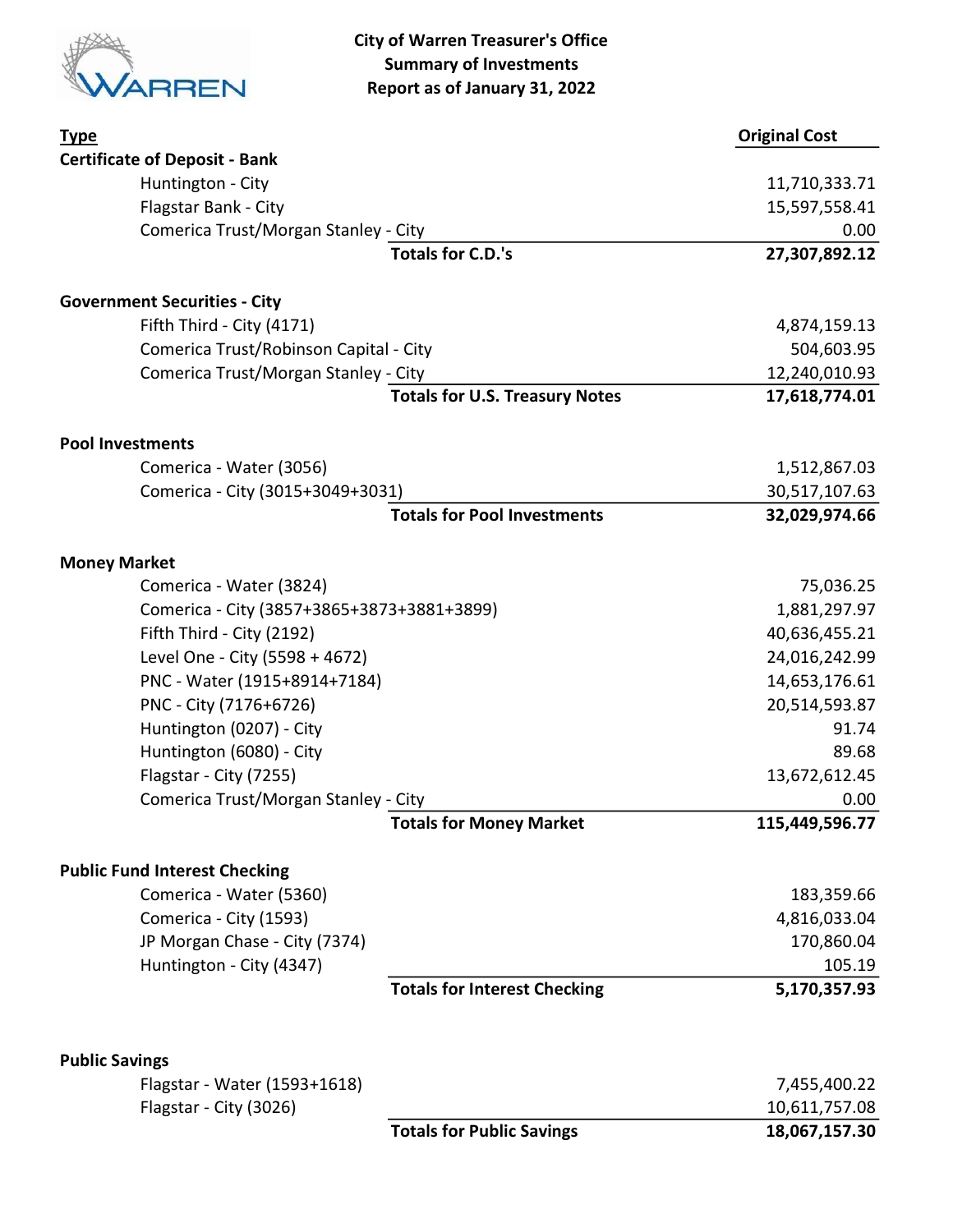# City of Warren Treasurer's Office
## Summary of Investments
### Report as of January 31, 2022

| Type | Original Cost |
|---|---|
| **Certificate of Deposit - Bank** | |
| Huntington - City | 11,710,333.71 |
| Flagstar Bank - City | 15,597,558.41 |
| Comerica Trust/Morgan Stanley - City | 0.00 |
| **Totals for C.D.'s** | **27,307,892.12** |
| | |
| **Government Securities - City** | |
| Fifth Third - City (4171) | 4,874,159.13 |
| Comerica Trust/Robinson Capital - City | 504,603.95 |
| Comerica Trust/Morgan Stanley - City | 12,240,010.93 |
| **Totals for U.S. Treasury Notes** | **17,618,774.01** |
| | |
| **Pool Investments** | |
| Comerica - Water (3056) | 1,512,867.03 |
| Comerica - City (3015+3049+3031) | 30,517,107.63 |
| **Totals for Pool Investments** | **32,029,974.66** |
| | |
| **Money Market** | |
| Comerica - Water (3824) | 75,036.25 |
| Comerica - City (3857+3865+3873+3881+3899) | 1,881,297.97 |
| Fifth Third - City (2192) | 40,636,455.21 |
| Level One - City (5598 + 4672) | 24,016,242.99 |
| PNC - Water (1915+8914+7184) | 14,653,176.61 |
| PNC - City (7176+6726) | 20,514,593.87 |
| Huntington (0207) - City | 91.74 |
| Huntington (6080) - City | 89.68 |
| Flagstar - City (7255) | 13,672,612.45 |
| Comerica Trust/Morgan Stanley - City | 0.00 |
| **Totals for Money Market** | **115,449,596.77** |
| | |
| **Public Fund Interest Checking** | |
| Comerica - Water (5360) | 183,359.66 |
| Comerica - City (1593) | 4,816,033.04 |
| JP Morgan Chase - City (7374) | 170,860.04 |
| Huntington - City (4347) | 105.19 |
| **Totals for Interest Checking** | **5,170,357.93** |
| | |
| **Public Savings** | |
| Flagstar - Water (1593+1618) | 7,455,400.22 |
| Flagstar - City (3026) | 10,611,757.08 |
| **Totals for Public Savings** | **18,067,157.30** |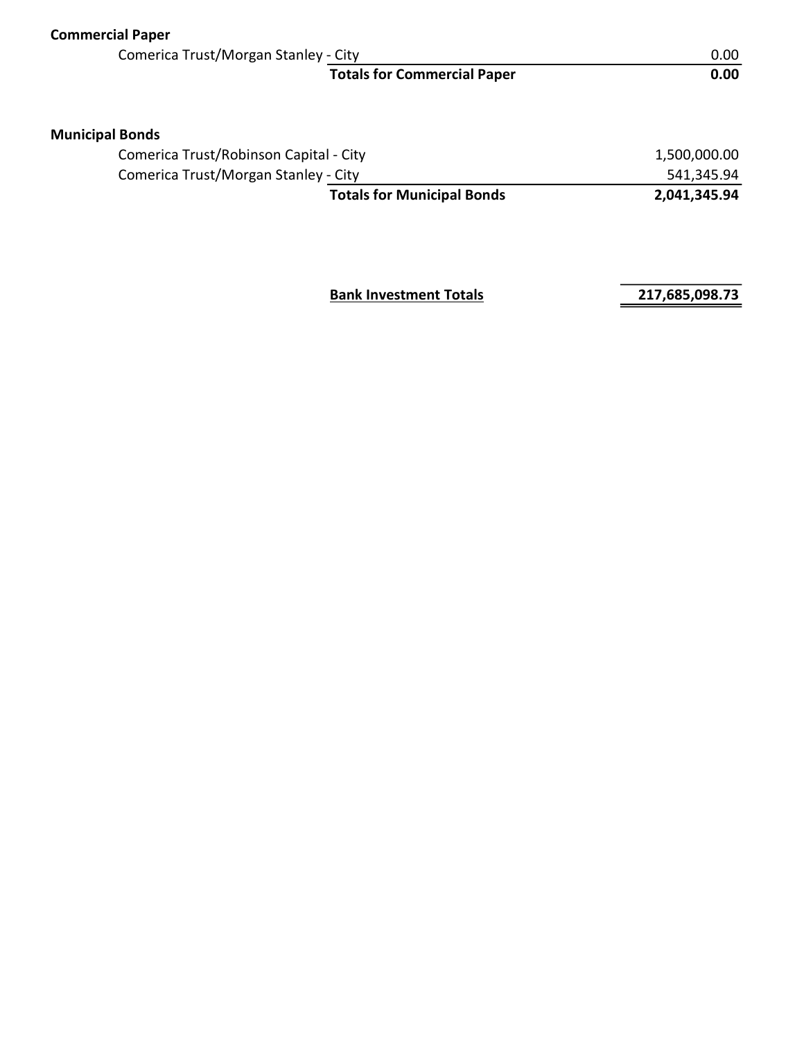**Commercial Paper**

| | |
|---|---|
| Comerica Trust/Morgan Stanley - City | 0.00 |
| **Totals for Commercial Paper** | **0.00** |

**Municipal Bonds**

| | |
|---|---|
| Comerica Trust/Robinson Capital - City | 1,500,000.00 |
| Comerica Trust/Morgan Stanley - City | 541,345.94 |
| **Totals for Municipal Bonds** | **2,041,345.94** |

| | |
|---|---|
| **Bank Investment Totals** | **217,685,098.73** |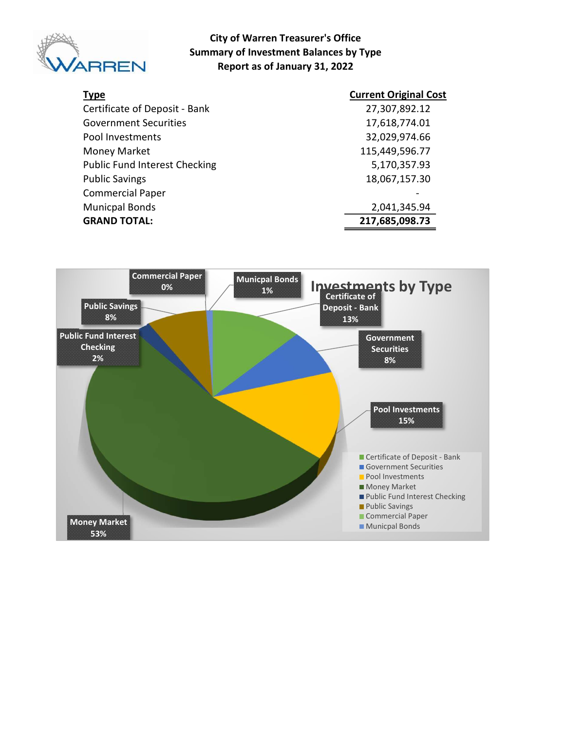**City of Warren Treasurer's Office**
**Summary of Investment Balances by Type**
**Report as of January 31, 2022**

| Type | Current Original Cost |
|---|---|
| Certificate of Deposit - Bank | 27,307,892.12 |
| Government Securities | 17,618,774.01 |
| Pool Investments | 32,029,974.66 |
| Money Market | 115,449,596.77 |
| Public Fund Interest Checking | 5,170,357.93 |
| Public Savings | 18,067,157.30 |
| Commercial Paper | - |
| Municpal Bonds | 2,041,345.94 |
| **GRAND TOTAL:** | **217,685,098.73** |

**Investments by Type**

| Type | Percentage |
|---|---|
| Certificate of Deposit - Bank | 13% |
| Government Securities | 8% |
| Pool Investments | 15% |
| Money Market | 53% |
| Public Fund Interest Checking | 2% |
| Public Savings | 8% |
| Commercial Paper | 0% |
| Municpal Bonds | 1% |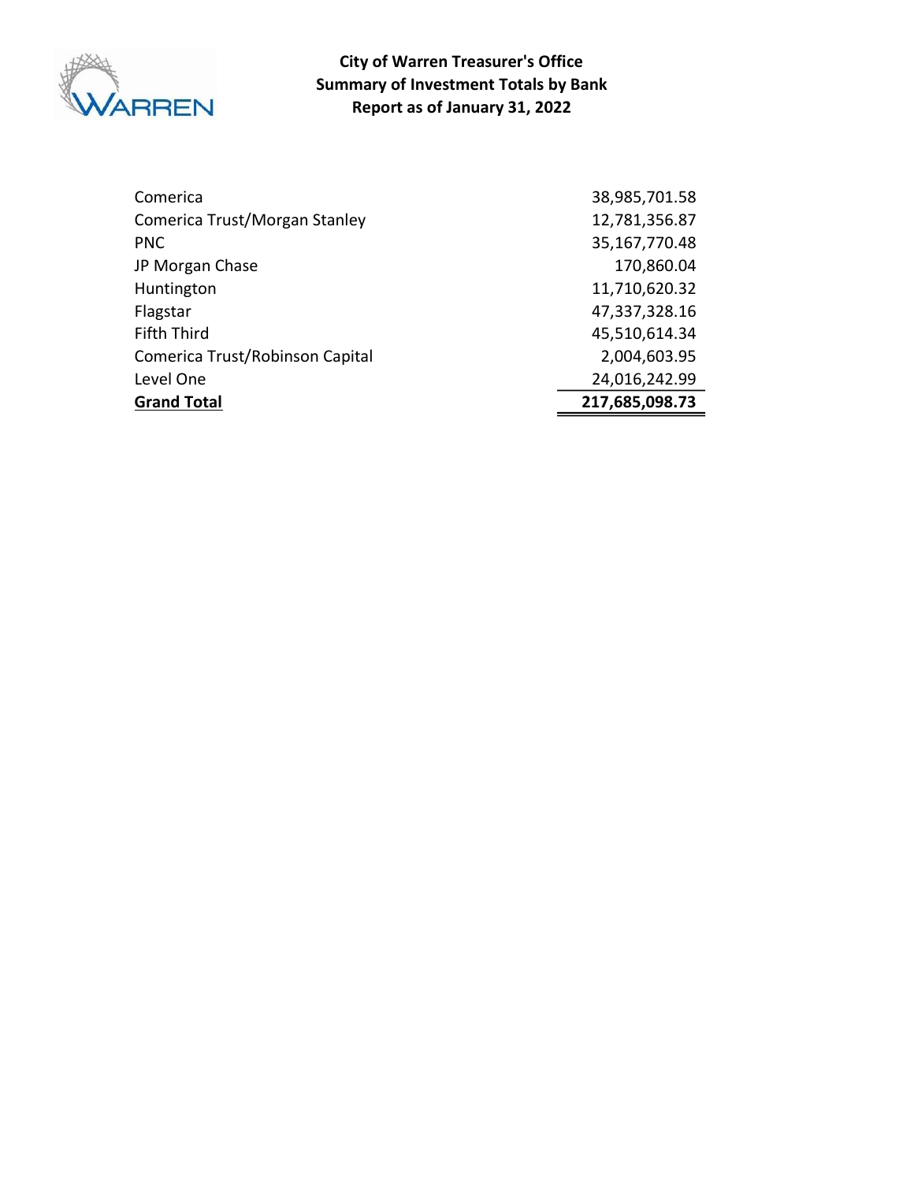**City of Warren Treasurer's Office**
**Summary of Investment Totals by Bank**
**Report as of January 31, 2022**

| Bank | Amount |
|---|---:|
| Comerica | 38,985,701.58 |
| Comerica Trust/Morgan Stanley | 12,781,356.87 |
| PNC | 35,167,770.48 |
| JP Morgan Chase | 170,860.04 |
| Huntington | 11,710,620.32 |
| Flagstar | 47,337,328.16 |
| Fifth Third | 45,510,614.34 |
| Comerica Trust/Robinson Capital | 2,004,603.95 |
| Level One | 24,016,242.99 |
| **Grand Total** | **217,685,098.73** |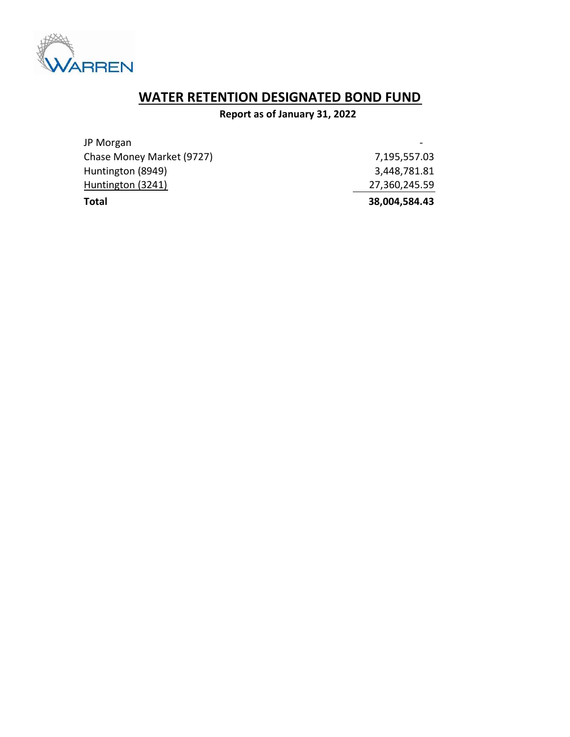# WATER RETENTION DESIGNATED BOND FUND

**Report as of January 31, 2022**

| | |
|---|---:|
| JP Morgan | - |
| Chase Money Market (9727) | 7,195,557.03 |
| Huntington (8949) | 3,448,781.81 |
| Huntington (3241) | 27,360,245.59 |
| **Total** | **38,004,584.43** |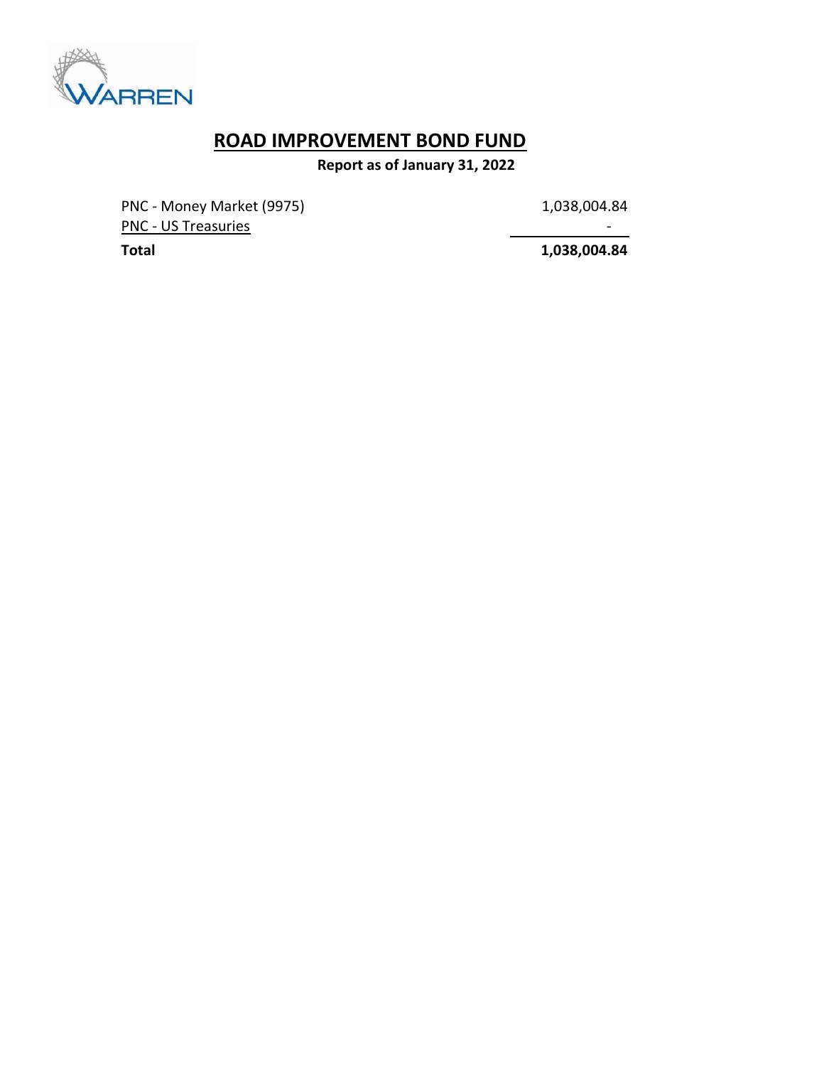# ROAD IMPROVEMENT BOND FUND

**Report as of January 31, 2022**

| | |
|---|---:|
| PNC - Money Market (9975) | 1,038,004.84 |
| PNC - US Treasuries | - |
| **Total** | **1,038,004.84** |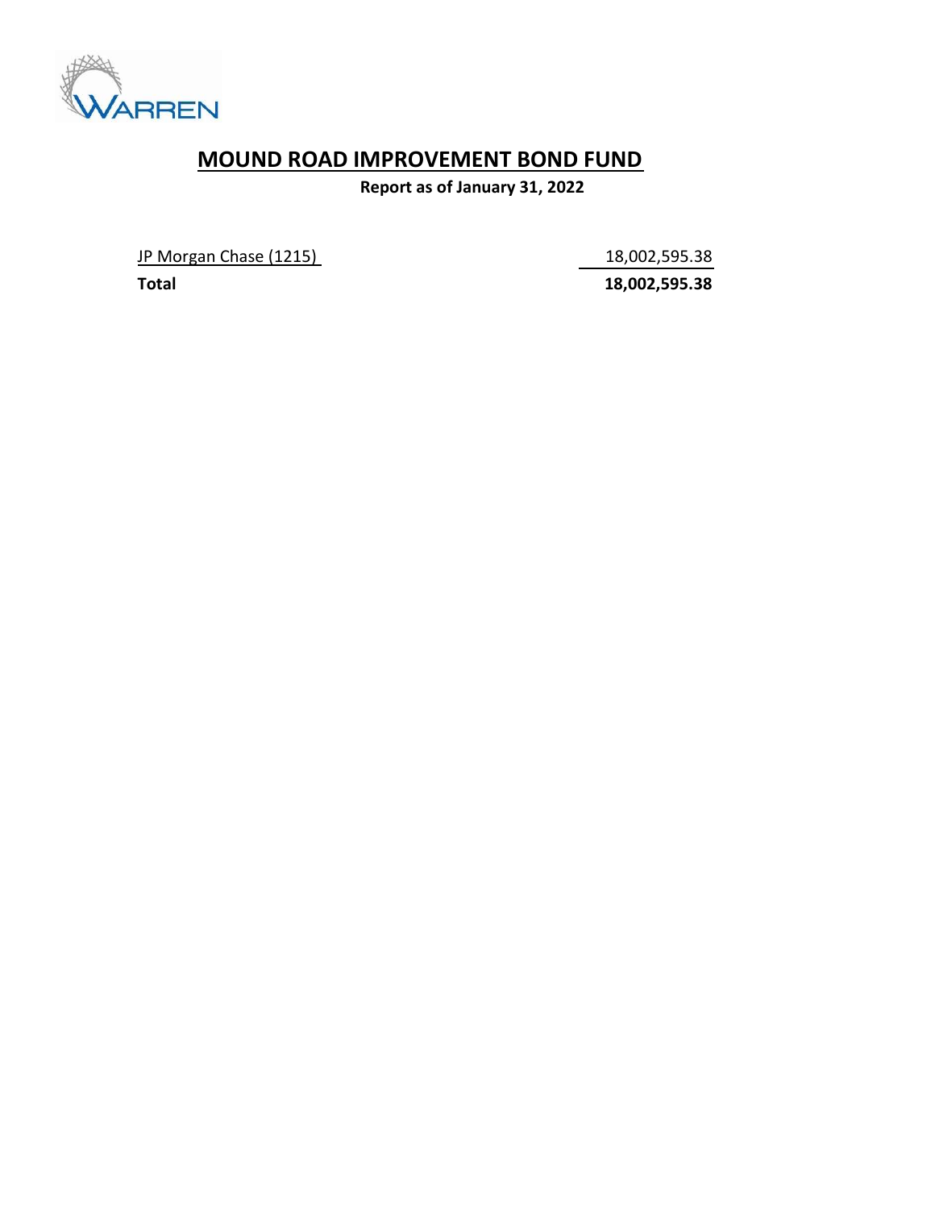# MOUND ROAD IMPROVEMENT BOND FUND

**Report as of January 31, 2022**

| | |
|---|---:|
| JP Morgan Chase (1215) | 18,002,595.38 |
| **Total** | **18,002,595.38** |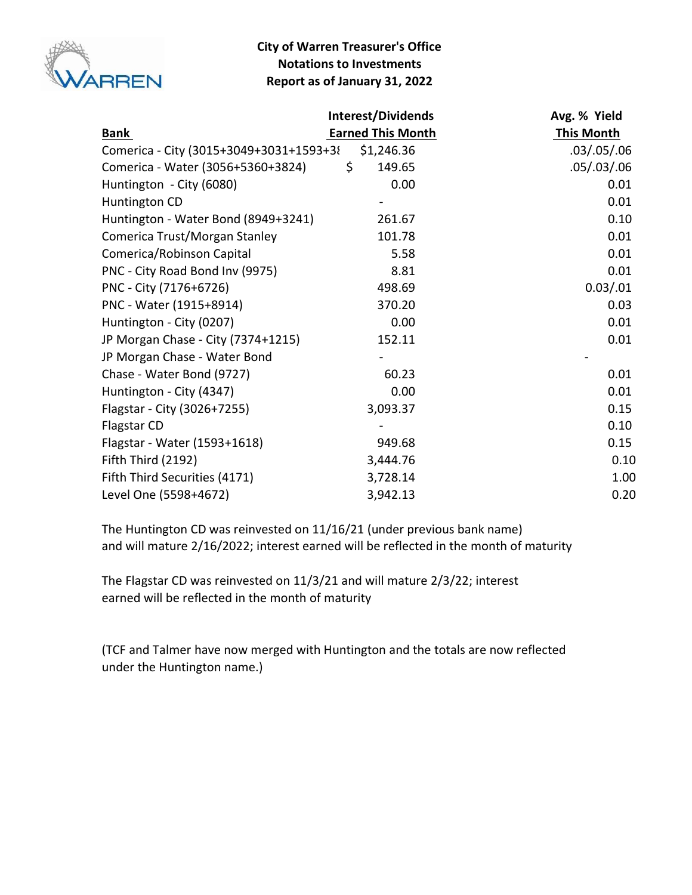**City of Warren Treasurer's Office**
**Notations to Investments**
**Report as of January 31, 2022**

| Bank | Interest/Dividends Earned This Month | Avg. % Yield This Month |
|---|---|---|
| Comerica - City (3015+3049+3031+1593+3ℓ | $1,246.36 | .03/.05/.06 |
| Comerica - Water (3056+5360+3824) | $ 149.65 | .05/.03/.06 |
| Huntington - City (6080) | 0.00 | 0.01 |
| Huntington CD | - | 0.01 |
| Huntington - Water Bond (8949+3241) | 261.67 | 0.10 |
| Comerica Trust/Morgan Stanley | 101.78 | 0.01 |
| Comerica/Robinson Capital | 5.58 | 0.01 |
| PNC - City Road Bond Inv (9975) | 8.81 | 0.01 |
| PNC - City (7176+6726) | 498.69 | 0.03/.01 |
| PNC - Water (1915+8914) | 370.20 | 0.03 |
| Huntington - City (0207) | 0.00 | 0.01 |
| JP Morgan Chase - City (7374+1215) | 152.11 | 0.01 |
| JP Morgan Chase - Water Bond | - | - |
| Chase - Water Bond (9727) | 60.23 | 0.01 |
| Huntington - City (4347) | 0.00 | 0.01 |
| Flagstar - City (3026+7255) | 3,093.37 | 0.15 |
| Flagstar CD | - | 0.10 |
| Flagstar - Water (1593+1618) | 949.68 | 0.15 |
| Fifth Third (2192) | 3,444.76 | 0.10 |
| Fifth Third Securities (4171) | 3,728.14 | 1.00 |
| Level One (5598+4672) | 3,942.13 | 0.20 |

The Huntington CD was reinvested on 11/16/21 (under previous bank name) and will mature 2/16/2022; interest earned will be reflected in the month of maturity

The Flagstar CD was reinvested on 11/3/21 and will mature 2/3/22; interest earned will be reflected in the month of maturity

(TCF and Talmer have now merged with Huntington and the totals are now reflected under the Huntington name.)